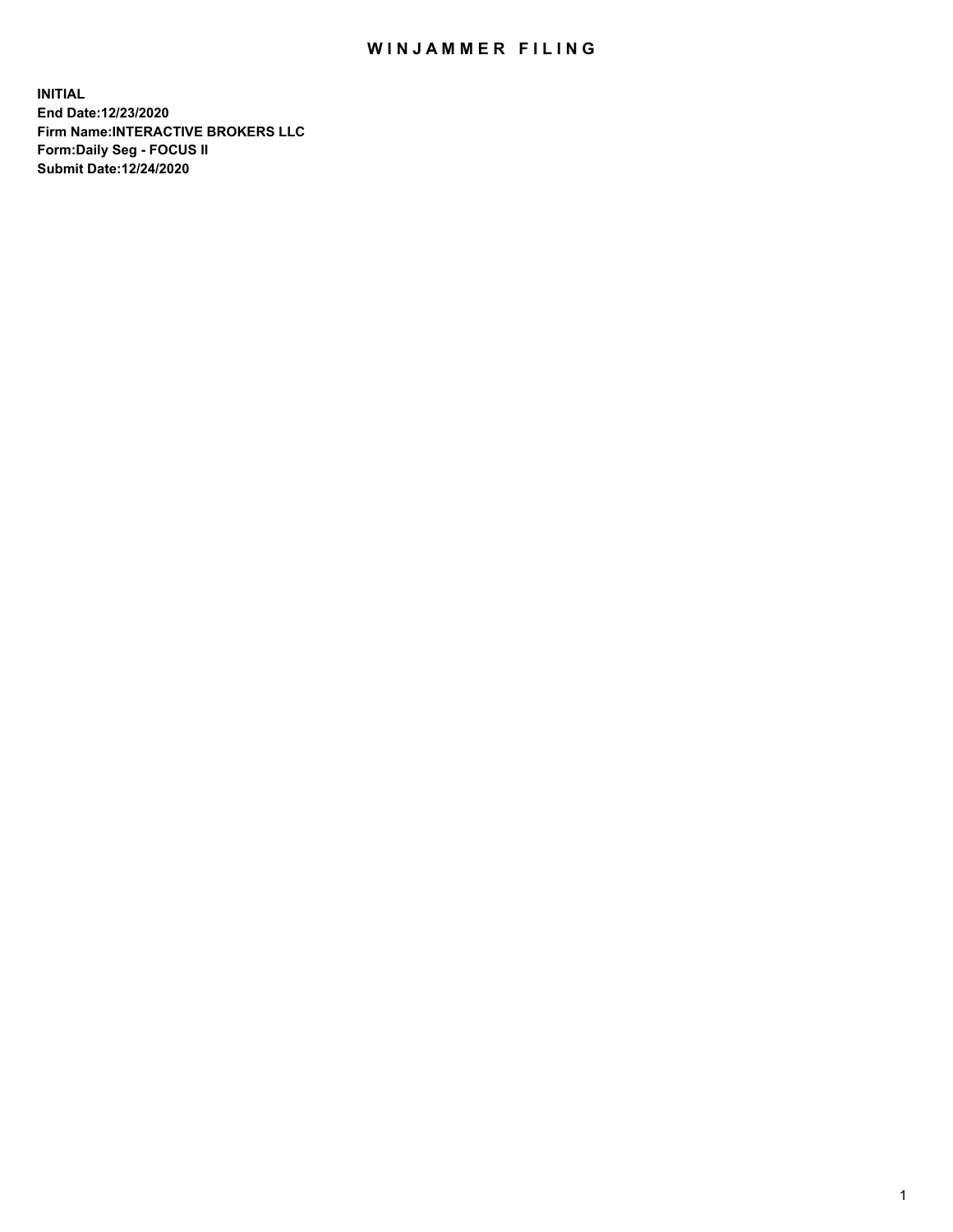# WINJAMMER FILING

**INITIAL**
**End Date:12/23/2020**
**Firm Name:INTERACTIVE BROKERS LLC**
**Form:Daily Seg - FOCUS II**
**Submit Date:12/24/2020**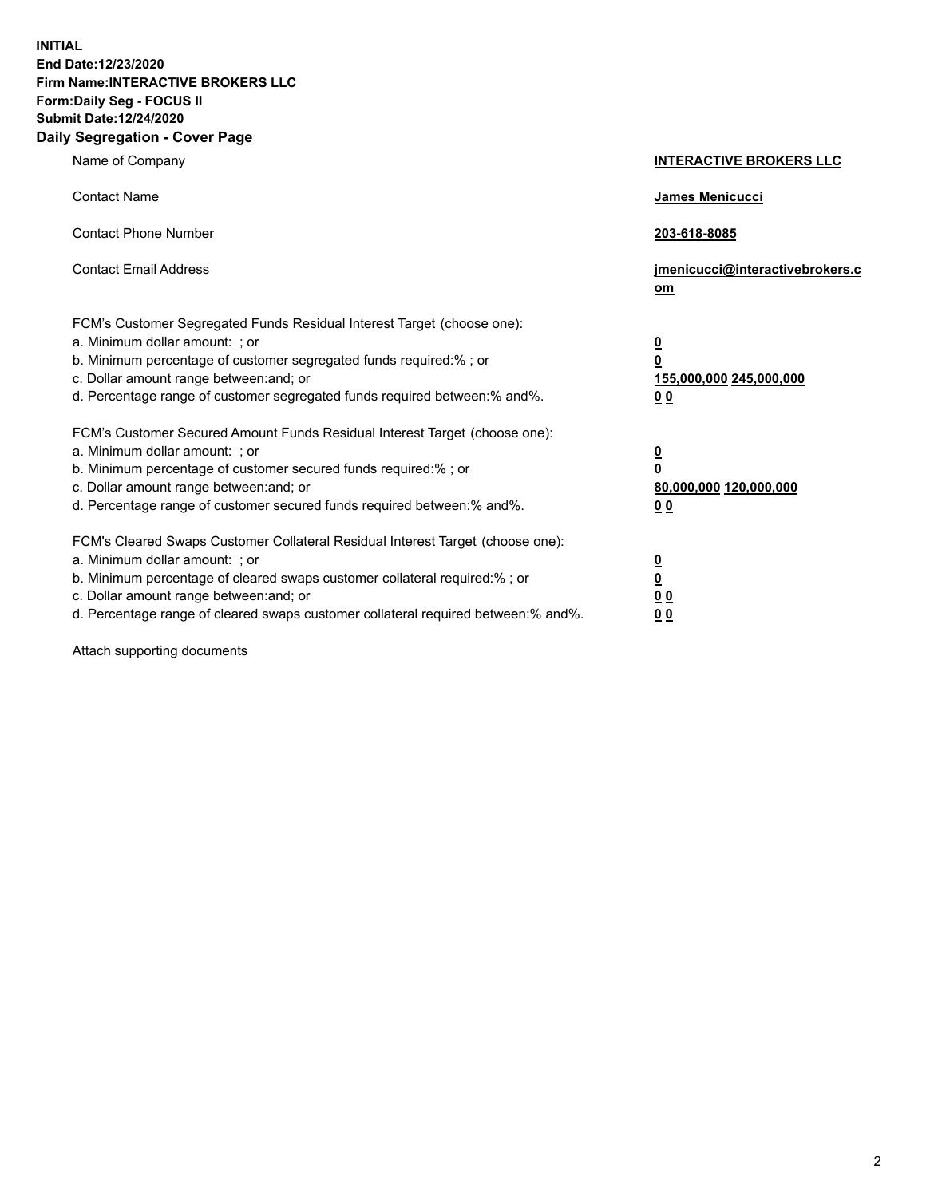**INITIAL**
**End Date:12/23/2020**
**Firm Name:INTERACTIVE BROKERS LLC**
**Form:Daily Seg - FOCUS II**
**Submit Date:12/24/2020**

## Daily Segregation - Cover Page

| | |
|---|---|
| Name of Company | **INTERACTIVE BROKERS LLC** |
| Contact Name | **James Menicucci** |
| Contact Phone Number | **203-618-8085** |
| Contact Email Address | **jmenicucci@interactivebrokers.com** |

FCM's Customer Segregated Funds Residual Interest Target (choose one):

| | |
|---|---|
| a. Minimum dollar amount: ; or | **0** |
| b. Minimum percentage of customer segregated funds required:% ; or | **0** |
| c. Dollar amount range between:and; or | **155,000,000 245,000,000** |
| d. Percentage range of customer segregated funds required between:% and%. | **0 0** |

FCM's Customer Secured Amount Funds Residual Interest Target (choose one):

| | |
|---|---|
| a. Minimum dollar amount: ; or | **0** |
| b. Minimum percentage of customer secured funds required:% ; or | **0** |
| c. Dollar amount range between:and; or | **80,000,000 120,000,000** |
| d. Percentage range of customer secured funds required between:% and%. | **0 0** |

FCM's Cleared Swaps Customer Collateral Residual Interest Target (choose one):

| | |
|---|---|
| a. Minimum dollar amount: ; or | **0** |
| b. Minimum percentage of cleared swaps customer collateral required:% ; or | **0** |
| c. Dollar amount range between:and; or | **0 0** |
| d. Percentage range of cleared swaps customer collateral required between:% and%. | **0 0** |

Attach supporting documents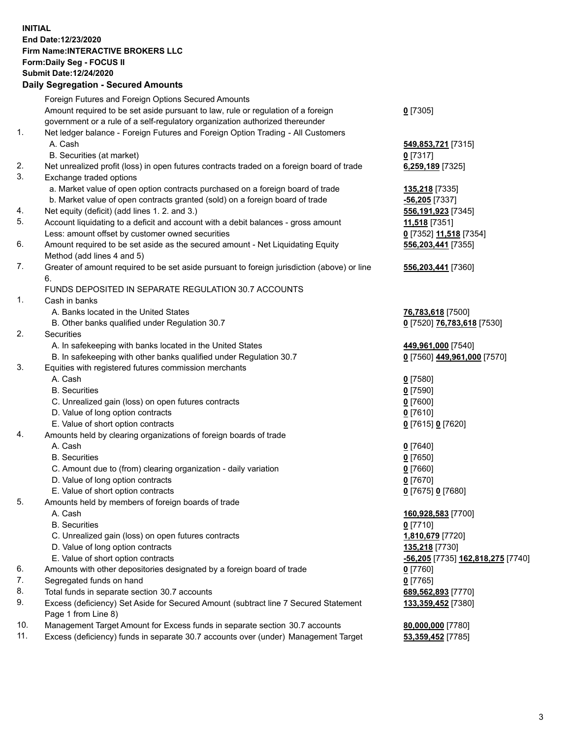**INITIAL**
**End Date:12/23/2020**
**Firm Name:INTERACTIVE BROKERS LLC**
**Form:Daily Seg - FOCUS II**
**Submit Date:12/24/2020**

## Daily Segregation - Secured Amounts

| | | |
|---|---|---|
| | Foreign Futures and Foreign Options Secured Amounts | |
| | Amount required to be set aside pursuant to law, rule or regulation of a foreign government or a rule of a self-regulatory organization authorized thereunder | **0** [7305] |
| 1. | Net ledger balance - Foreign Futures and Foreign Option Trading - All Customers | |
| | A. Cash | **549,853,721** [7315] |
| | B. Securities (at market) | **0** [7317] |
| 2. | Net unrealized profit (loss) in open futures contracts traded on a foreign board of trade | **6,259,189** [7325] |
| 3. | Exchange traded options | |
| | a. Market value of open option contracts purchased on a foreign board of trade | **135,218** [7335] |
| | b. Market value of open contracts granted (sold) on a foreign board of trade | **-56,205** [7337] |
| 4. | Net equity (deficit) (add lines 1. 2. and 3.) | **556,191,923** [7345] |
| 5. | Account liquidating to a deficit and account with a debit balances - gross amount | **11,518** [7351] |
| | Less: amount offset by customer owned securities | **0** [7352] **11,518** [7354] |
| 6. | Amount required to be set aside as the secured amount - Net Liquidating Equity Method (add lines 4 and 5) | **556,203,441** [7355] |
| 7. | Greater of amount required to be set aside pursuant to foreign jurisdiction (above) or line 6. | **556,203,441** [7360] |
| | FUNDS DEPOSITED IN SEPARATE REGULATION 30.7 ACCOUNTS | |
| 1. | Cash in banks | |
| | A. Banks located in the United States | **76,783,618** [7500] |
| | B. Other banks qualified under Regulation 30.7 | **0** [7520] **76,783,618** [7530] |
| 2. | Securities | |
| | A. In safekeeping with banks located in the United States | **449,961,000** [7540] |
| | B. In safekeeping with other banks qualified under Regulation 30.7 | **0** [7560] **449,961,000** [7570] |
| 3. | Equities with registered futures commission merchants | |
| | A. Cash | **0** [7580] |
| | B. Securities | **0** [7590] |
| | C. Unrealized gain (loss) on open futures contracts | **0** [7600] |
| | D. Value of long option contracts | **0** [7610] |
| | E. Value of short option contracts | **0** [7615] **0** [7620] |
| 4. | Amounts held by clearing organizations of foreign boards of trade | |
| | A. Cash | **0** [7640] |
| | B. Securities | **0** [7650] |
| | C. Amount due to (from) clearing organization - daily variation | **0** [7660] |
| | D. Value of long option contracts | **0** [7670] |
| | E. Value of short option contracts | **0** [7675] **0** [7680] |
| 5. | Amounts held by members of foreign boards of trade | |
| | A. Cash | **160,928,583** [7700] |
| | B. Securities | **0** [7710] |
| | C. Unrealized gain (loss) on open futures contracts | **1,810,679** [7720] |
| | D. Value of long option contracts | **135,218** [7730] |
| | E. Value of short option contracts | **-56,205** [7735] **162,818,275** [7740] |
| 6. | Amounts with other depositories designated by a foreign board of trade | **0** [7760] |
| 7. | Segregated funds on hand | **0** [7765] |
| 8. | Total funds in separate section 30.7 accounts | **689,562,893** [7770] |
| 9. | Excess (deficiency) Set Aside for Secured Amount (subtract line 7 Secured Statement Page 1 from Line 8) | **133,359,452** [7380] |
| 10. | Management Target Amount for Excess funds in separate section 30.7 accounts | **80,000,000** [7780] |
| 11. | Excess (deficiency) funds in separate 30.7 accounts over (under) Management Target | **53,359,452** [7785] |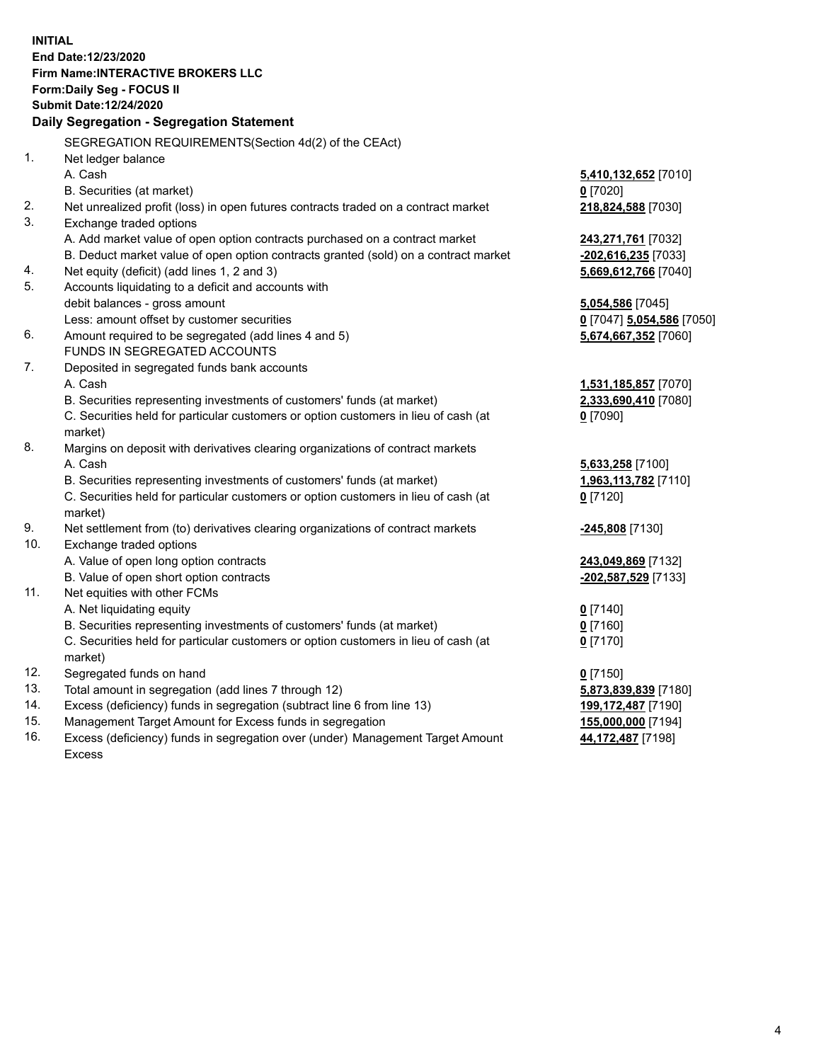**INITIAL**
**End Date:12/23/2020**
**Firm Name:INTERACTIVE BROKERS LLC**
**Form:Daily Seg - FOCUS II**
**Submit Date:12/24/2020**

### Daily Segregation - Segregation Statement

SEGREGATION REQUIREMENTS(Section 4d(2) of the CEAct)

| | | |
|---|---|---|
| 1. | Net ledger balance | |
| | A. Cash | **5,410,132,652** [7010] |
| | B. Securities (at market) | **0** [7020] |
| 2. | Net unrealized profit (loss) in open futures contracts traded on a contract market | **218,824,588** [7030] |
| 3. | Exchange traded options | |
| | A. Add market value of open option contracts purchased on a contract market | **243,271,761** [7032] |
| | B. Deduct market value of open option contracts granted (sold) on a contract market | **-202,616,235** [7033] |
| 4. | Net equity (deficit) (add lines 1, 2 and 3) | **5,669,612,766** [7040] |
| 5. | Accounts liquidating to a deficit and accounts with debit balances - gross amount | **5,054,586** [7045] |
| | Less: amount offset by customer securities | **0** [7047] **5,054,586** [7050] |
| 6. | Amount required to be segregated (add lines 4 and 5) | **5,674,667,352** [7060] |
| | FUNDS IN SEGREGATED ACCOUNTS | |
| 7. | Deposited in segregated funds bank accounts | |
| | A. Cash | **1,531,185,857** [7070] |
| | B. Securities representing investments of customers' funds (at market) | **2,333,690,410** [7080] |
| | C. Securities held for particular customers or option customers in lieu of cash (at market) | **0** [7090] |
| 8. | Margins on deposit with derivatives clearing organizations of contract markets | |
| | A. Cash | **5,633,258** [7100] |
| | B. Securities representing investments of customers' funds (at market) | **1,963,113,782** [7110] |
| | C. Securities held for particular customers or option customers in lieu of cash (at market) | **0** [7120] |
| 9. | Net settlement from (to) derivatives clearing organizations of contract markets | **-245,808** [7130] |
| 10. | Exchange traded options | |
| | A. Value of open long option contracts | **243,049,869** [7132] |
| | B. Value of open short option contracts | **-202,587,529** [7133] |
| 11. | Net equities with other FCMs | |
| | A. Net liquidating equity | **0** [7140] |
| | B. Securities representing investments of customers' funds (at market) | **0** [7160] |
| | C. Securities held for particular customers or option customers in lieu of cash (at market) | **0** [7170] |
| 12. | Segregated funds on hand | **0** [7150] |
| 13. | Total amount in segregation (add lines 7 through 12) | **5,873,839,839** [7180] |
| 14. | Excess (deficiency) funds in segregation (subtract line 6 from line 13) | **199,172,487** [7190] |
| 15. | Management Target Amount for Excess funds in segregation | **155,000,000** [7194] |
| 16. | Excess (deficiency) funds in segregation over (under) Management Target Amount Excess | **44,172,487** [7198] |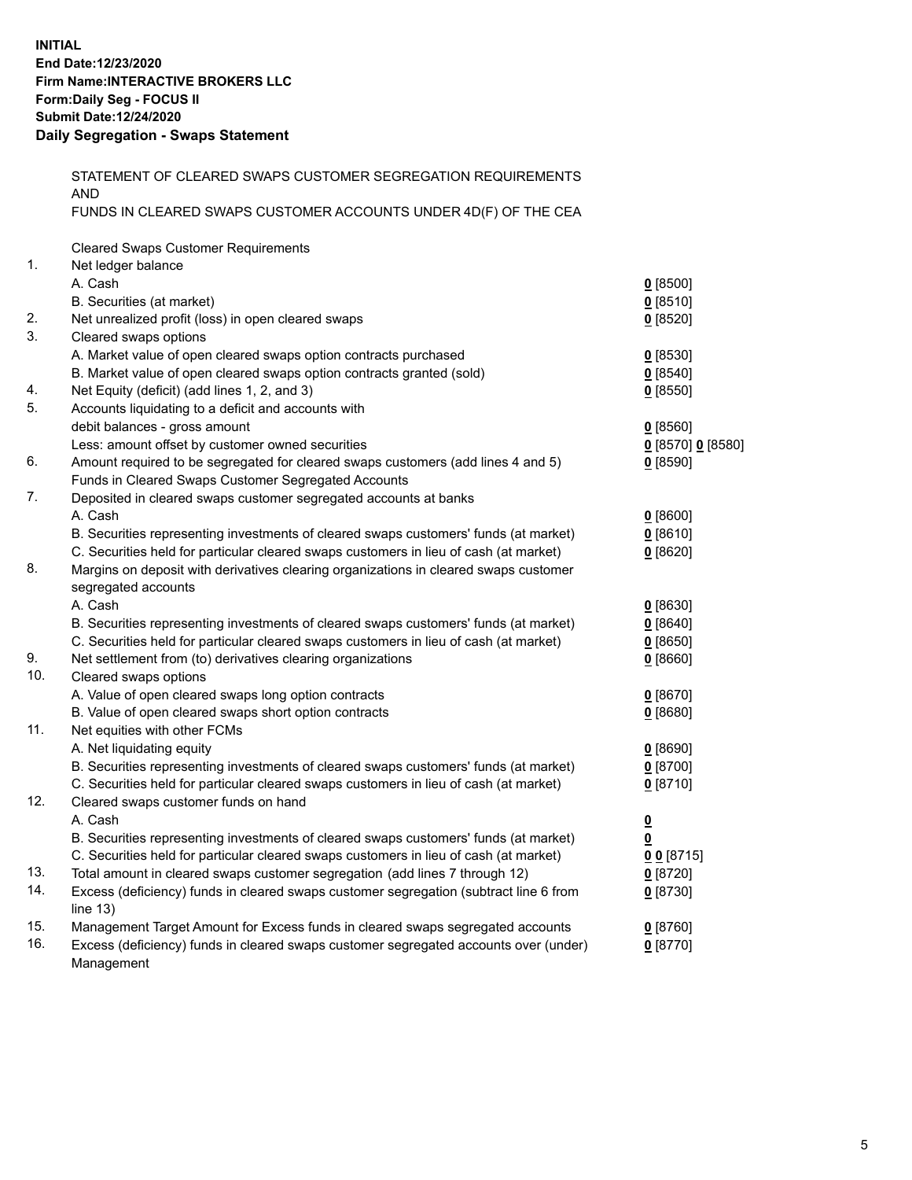**INITIAL**
**End Date:12/23/2020**
**Firm Name:INTERACTIVE BROKERS LLC**
**Form:Daily Seg - FOCUS II**
**Submit Date:12/24/2020**
**Daily Segregation - Swaps Statement**

STATEMENT OF CLEARED SWAPS CUSTOMER SEGREGATION REQUIREMENTS AND
FUNDS IN CLEARED SWAPS CUSTOMER ACCOUNTS UNDER 4D(F) OF THE CEA

| | | |
|---|---|---|
| | Cleared Swaps Customer Requirements | |
| 1. | Net ledger balance | |
| | A. Cash | 0 [8500] |
| | B. Securities (at market) | 0 [8510] |
| 2. | Net unrealized profit (loss) in open cleared swaps | 0 [8520] |
| 3. | Cleared swaps options | |
| | A. Market value of open cleared swaps option contracts purchased | 0 [8530] |
| | B. Market value of open cleared swaps option contracts granted (sold) | 0 [8540] |
| 4. | Net Equity (deficit) (add lines 1, 2, and 3) | 0 [8550] |
| 5. | Accounts liquidating to a deficit and accounts with | |
| | debit balances - gross amount | 0 [8560] |
| | Less: amount offset by customer owned securities | 0 [8570] 0 [8580] |
| 6. | Amount required to be segregated for cleared swaps customers (add lines 4 and 5) | 0 [8590] |
| | Funds in Cleared Swaps Customer Segregated Accounts | |
| 7. | Deposited in cleared swaps customer segregated accounts at banks | |
| | A. Cash | 0 [8600] |
| | B. Securities representing investments of cleared swaps customers' funds (at market) | 0 [8610] |
| | C. Securities held for particular cleared swaps customers in lieu of cash (at market) | 0 [8620] |
| 8. | Margins on deposit with derivatives clearing organizations in cleared swaps customer segregated accounts | |
| | A. Cash | 0 [8630] |
| | B. Securities representing investments of cleared swaps customers' funds (at market) | 0 [8640] |
| | C. Securities held for particular cleared swaps customers in lieu of cash (at market) | 0 [8650] |
| 9. | Net settlement from (to) derivatives clearing organizations | 0 [8660] |
| 10. | Cleared swaps options | |
| | A. Value of open cleared swaps long option contracts | 0 [8670] |
| | B. Value of open cleared swaps short option contracts | 0 [8680] |
| 11. | Net equities with other FCMs | |
| | A. Net liquidating equity | 0 [8690] |
| | B. Securities representing investments of cleared swaps customers' funds (at market) | 0 [8700] |
| | C. Securities held for particular cleared swaps customers in lieu of cash (at market) | 0 [8710] |
| 12. | Cleared swaps customer funds on hand | |
| | A. Cash | 0 |
| | B. Securities representing investments of cleared swaps customers' funds (at market) | 0 |
| | C. Securities held for particular cleared swaps customers in lieu of cash (at market) | 0 0 [8715] |
| 13. | Total amount in cleared swaps customer segregation (add lines 7 through 12) | 0 [8720] |
| 14. | Excess (deficiency) funds in cleared swaps customer segregation (subtract line 6 from line 13) | 0 [8730] |
| 15. | Management Target Amount for Excess funds in cleared swaps segregated accounts | 0 [8760] |
| 16. | Excess (deficiency) funds in cleared swaps customer segregated accounts over (under) Management | 0 [8770] |